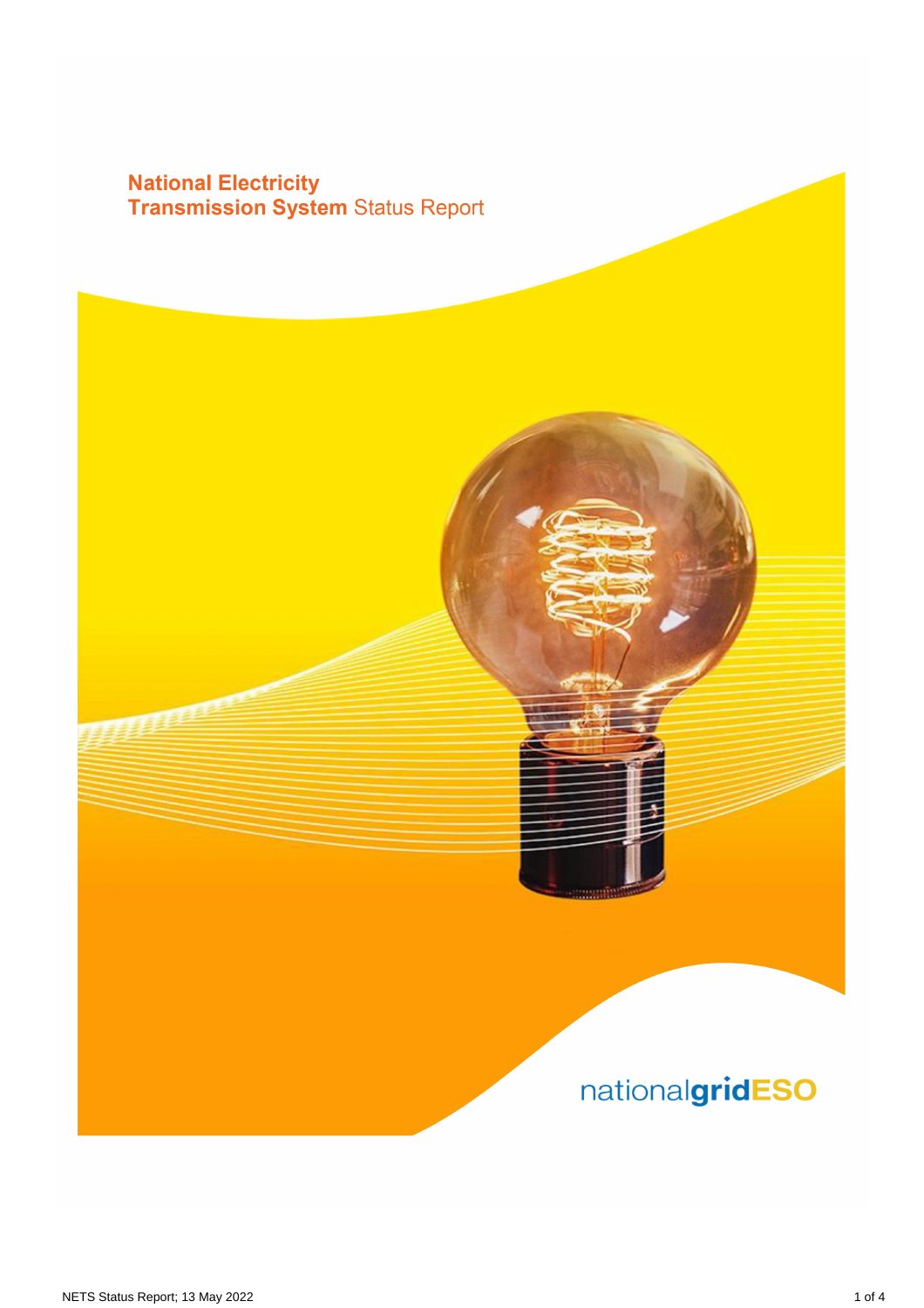# National Electricity Transmission System Status Report

nationalgridESO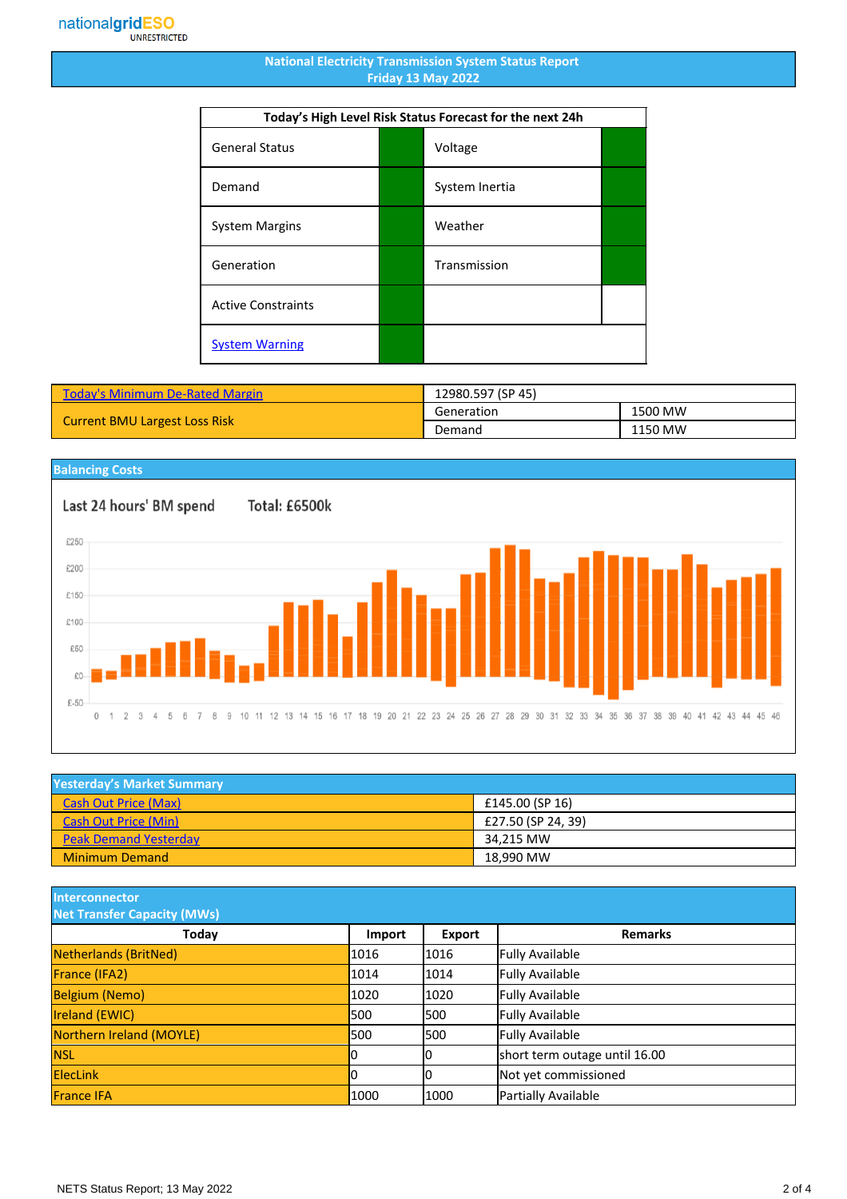nationalgridESO
UNRESTRICTED

# National Electricity Transmission System Status Report
## Friday 13 May 2022

| Today's High Level Risk Status Forecast for the next 24h | | | |
|---|---|---|---|
| General Status | | Voltage | |
| Demand | | System Inertia | |
| System Margins | | Weather | |
| Generation | | Transmission | |
| Active Constraints | | | |
| System Warning | | | |

| Today's Minimum De-Rated Margin | 12980.597 (SP 45) | |
|---|---|---|
| Current BMU Largest Loss Risk | Generation | 1500 MW |
| | Demand | 1150 MW |

## Balancing Costs

Last 24 hours' BM spend     Total: £6500k

## Yesterday's Market Summary

| | |
|---|---|
| Cash Out Price (Max) | £145.00 (SP 16) |
| Cash Out Price (Min) | £27.50 (SP 24, 39) |
| Peak Demand Yesterday | 34,215 MW |
| Minimum Demand | 18,990 MW |

## Interconnector Net Transfer Capacity (MWs)

| Today | Import | Export | Remarks |
|---|---|---|---|
| Netherlands (BritNed) | 1016 | 1016 | Fully Available |
| France (IFA2) | 1014 | 1014 | Fully Available |
| Belgium (Nemo) | 1020 | 1020 | Fully Available |
| Ireland (EWIC) | 500 | 500 | Fully Available |
| Northern Ireland (MOYLE) | 500 | 500 | Fully Available |
| NSL | 0 | 0 | short term outage until 16.00 |
| ElecLink | 0 | 0 | Not yet commissioned |
| France IFA | 1000 | 1000 | Partially Available |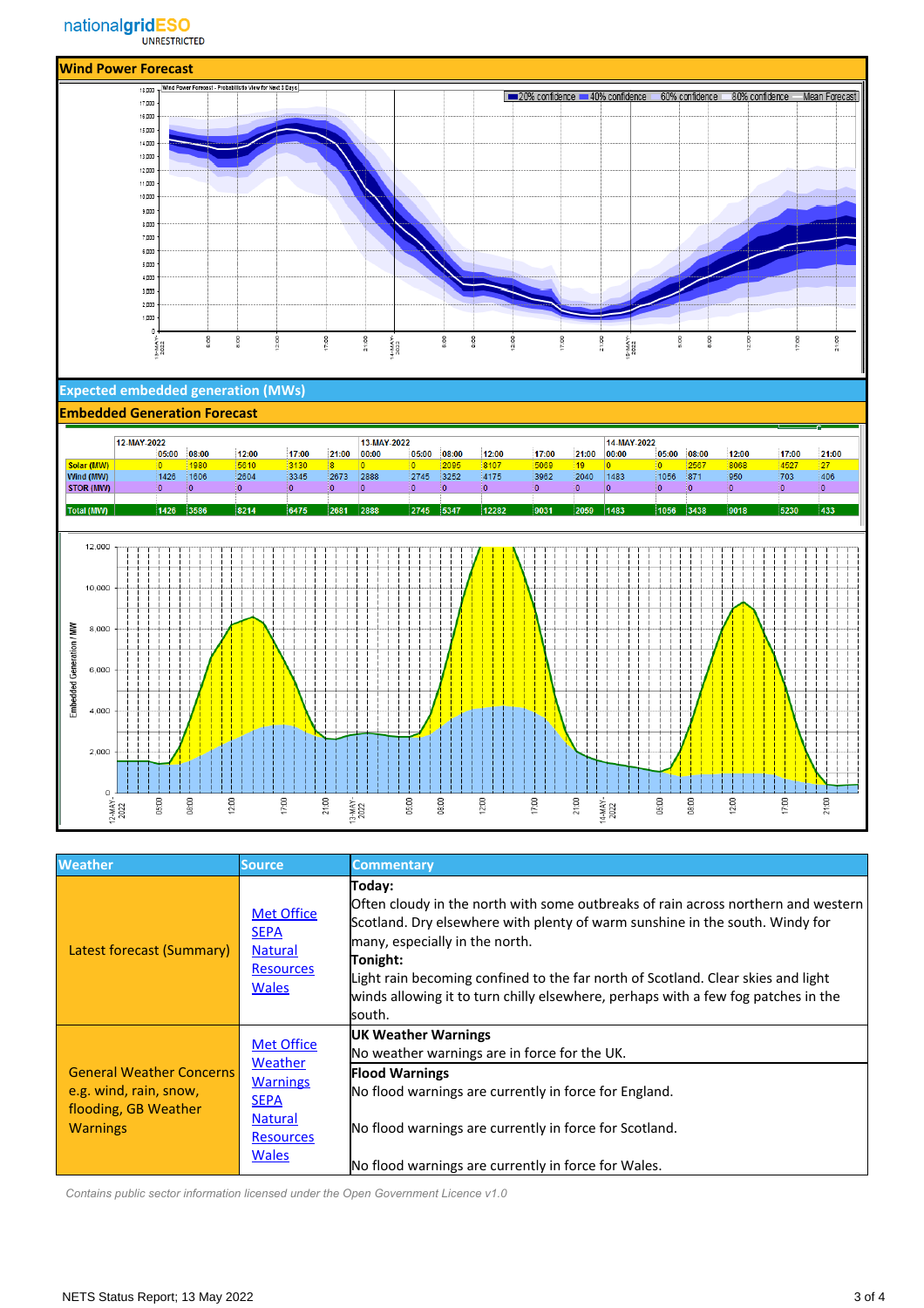nationalgridESO
UNRESTRICTED

## Wind Power Forecast

## Expected embedded generation (MWs)

## Embedded Generation Forecast

| | 12-MAY-2022 | | | | | 13-MAY-2022 | | | | | | 14-MAY-2022 | | | | | |
|---|---|---|---|---|---|---|---|---|---|---|---|---|---|---|---|---|---|
| | 05:00 | 08:00 | 12:00 | 17:00 | 21:00 | 00:00 | 05:00 | 08:00 | 12:00 | 17:00 | 21:00 | 00:00 | 05:00 | 08:00 | 12:00 | 17:00 | 21:00 |
| Solar (MW) | 0 | 1980 | 5610 | 3130 | 8 | 0 | 0 | 2095 | 8107 | 5069 | 19 | 0 | 0 | 2567 | 8068 | 4527 | 27 |
| Wind (MW) | 1426 | 1606 | 2604 | 3345 | 2673 | 2888 | 2745 | 3252 | 4175 | 3962 | 2040 | 1483 | 1056 | 871 | 950 | 703 | 406 |
| STOR (MW) | 0 | 0 | 0 | 0 | 0 | 0 | 0 | 0 | 0 | 0 | 0 | 0 | 0 | 0 | 0 | 0 | 0 |
| Total (MW) | 1426 | 3586 | 8214 | 6475 | 2681 | 2888 | 2745 | 5347 | 12282 | 9031 | 2059 | 1483 | 1056 | 3438 | 9018 | 5230 | 433 |

| Weather | Source | Commentary |
|---|---|---|
| Latest forecast (Summary) | Met Office SEPA Natural Resources Wales | **Today:** Often cloudy in the north with some outbreaks of rain across northern and western Scotland. Dry elsewhere with plenty of warm sunshine in the south. Windy for many, especially in the north. **Tonight:** Light rain becoming confined to the far north of Scotland. Clear skies and light winds allowing it to turn chilly elsewhere, perhaps with a few fog patches in the south. |
| General Weather Concerns e.g. wind, rain, snow, flooding, GB Weather Warnings | Met Office Weather Warnings SEPA Natural Resources Wales | **UK Weather Warnings** No weather warnings are currently in force for the UK. **Flood Warnings** No flood warnings are currently in force for England. No flood warnings are currently in force for Scotland. No flood warnings are currently in force for Wales. |

*Contains public sector information licensed under the Open Government Licence v1.0*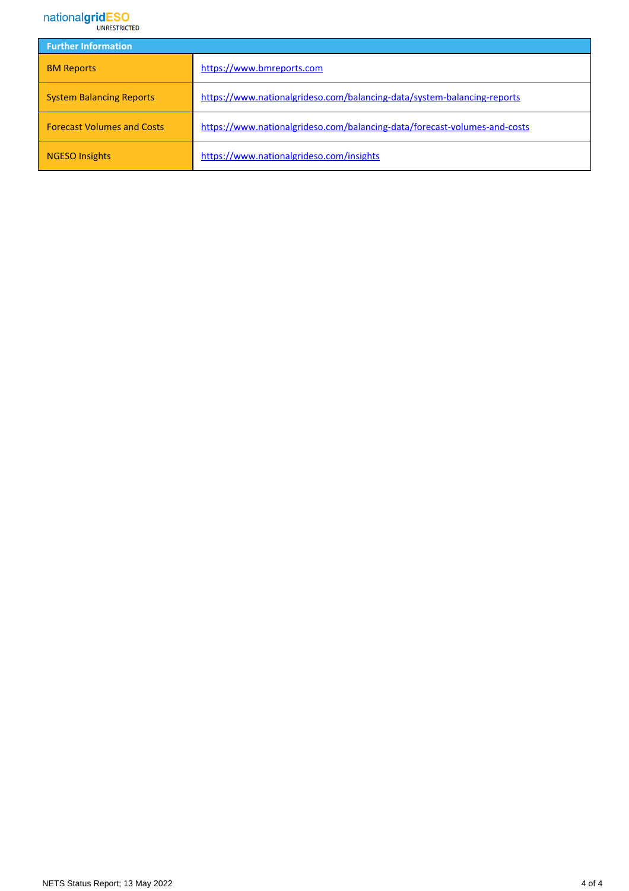| Further Information | |
|---|---|
| BM Reports | https://www.bmreports.com |
| System Balancing Reports | https://www.nationalgrideso.com/balancing-data/system-balancing-reports |
| Forecast Volumes and Costs | https://www.nationalgrideso.com/balancing-data/forecast-volumes-and-costs |
| NGESO Insights | https://www.nationalgrideso.com/insights |